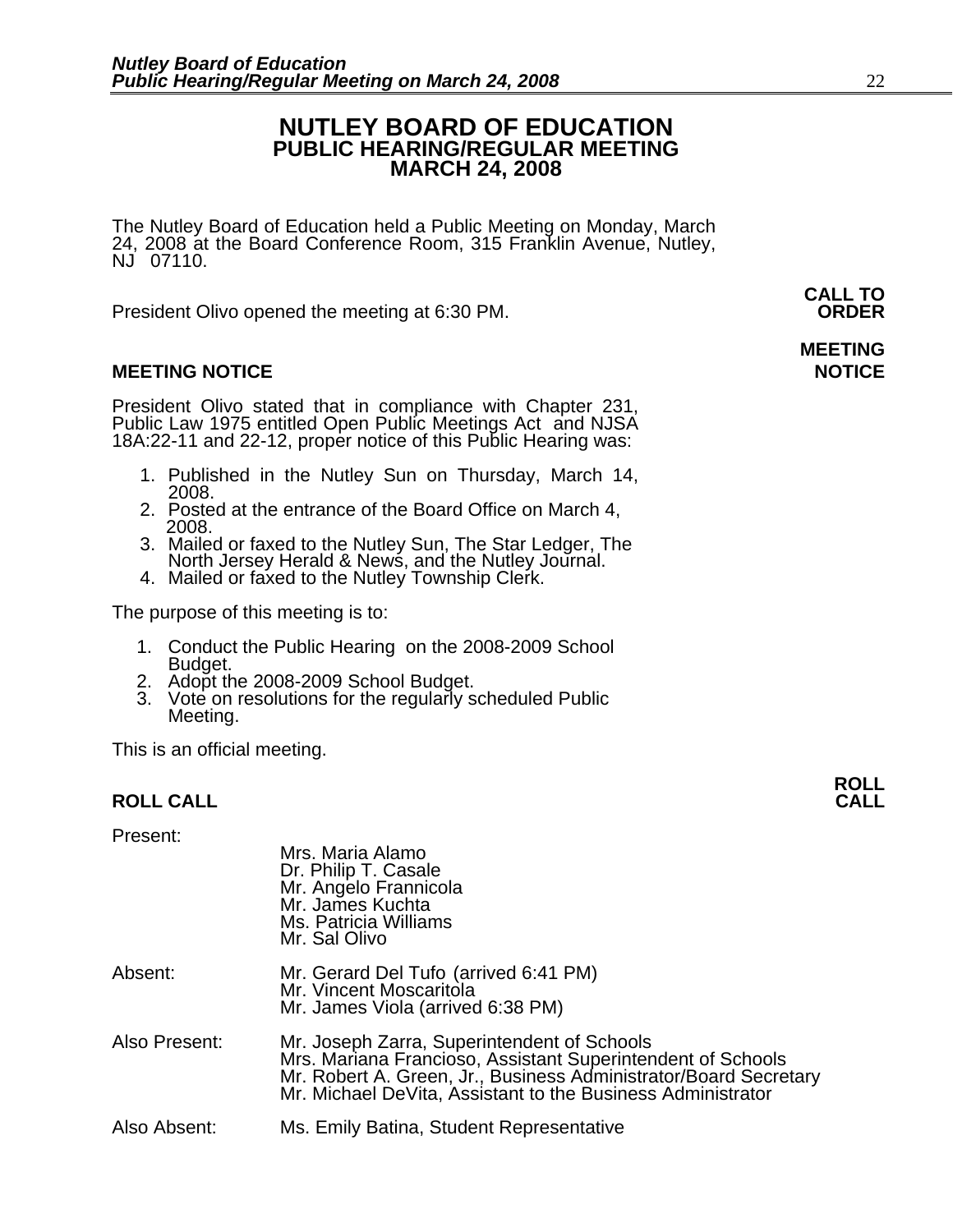# NUTLEY BOARD OF EDUCATION
## PUBLIC HEARING/REGULAR MEETING
## MARCH 24, 2008

The Nutley Board of Education held a Public Meeting on Monday, March 24, 2008 at the Board Conference Room, 315 Franklin Avenue, Nutley, NJ 07110.

**CALL TO ORDER**

President Olivo opened the meeting at 6:30 PM.

**MEETING NOTICE**

President Olivo stated that in compliance with Chapter 231, Public Law 1975 entitled Open Public Meetings Act and NJSA 18A:22-11 and 22-12, proper notice of this Public Hearing was:

1. Published in the Nutley Sun on Thursday, March 14, 2008.
2. Posted at the entrance of the Board Office on March 4, 2008.
3. Mailed or faxed to the Nutley Sun, The Star Ledger, The North Jersey Herald & News, and the Nutley Journal.
4. Mailed or faxed to the Nutley Township Clerk.

The purpose of this meeting is to:

1. Conduct the Public Hearing on the 2008-2009 School Budget.
2. Adopt the 2008-2009 School Budget.
3. Vote on resolutions for the regularly scheduled Public Meeting.

This is an official meeting.

**ROLL CALL**

Present:
- Mrs. Maria Alamo
- Dr. Philip T. Casale
- Mr. Angelo Frannicola
- Mr. James Kuchta
- Ms. Patricia Williams
- Mr. Sal Olivo

Absent:
- Mr. Gerard Del Tufo (arrived 6:41 PM)
- Mr. Vincent Moscaritola
- Mr. James Viola (arrived 6:38 PM)

Also Present:
- Mr. Joseph Zarra, Superintendent of Schools
- Mrs. Mariana Francioso, Assistant Superintendent of Schools
- Mr. Robert A. Green, Jr., Business Administrator/Board Secretary
- Mr. Michael DeVita, Assistant to the Business Administrator

Also Absent:
- Ms. Emily Batina, Student Representative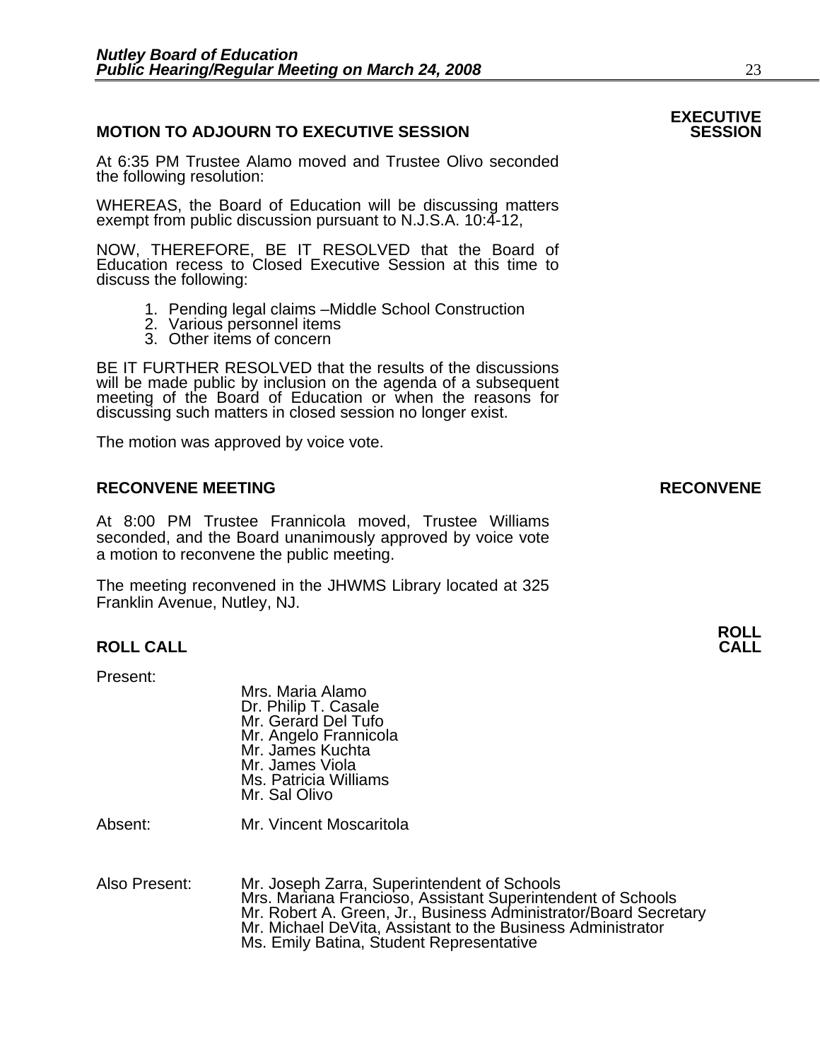## MOTION TO ADJOURN TO EXECUTIVE SESSION

**EXECUTIVE SESSION**

At 6:35 PM Trustee Alamo moved and Trustee Olivo seconded the following resolution:

WHEREAS, the Board of Education will be discussing matters exempt from public discussion pursuant to N.J.S.A. 10:4-12,

NOW, THEREFORE, BE IT RESOLVED that the Board of Education recess to Closed Executive Session at this time to discuss the following:

1. Pending legal claims –Middle School Construction
2. Various personnel items
3. Other items of concern

BE IT FURTHER RESOLVED that the results of the discussions will be made public by inclusion on the agenda of a subsequent meeting of the Board of Education or when the reasons for discussing such matters in closed session no longer exist.

The motion was approved by voice vote.

## RECONVENE MEETING

**RECONVENE**

At 8:00 PM Trustee Frannicola moved, Trustee Williams seconded, and the Board unanimously approved by voice vote a motion to reconvene the public meeting.

The meeting reconvened in the JHWMS Library located at 325 Franklin Avenue, Nutley, NJ.

## ROLL CALL

**ROLL CALL**

Present:

- Mrs. Maria Alamo
- Dr. Philip T. Casale
- Mr. Gerard Del Tufo
- Mr. Angelo Frannicola
- Mr. James Kuchta
- Mr. James Viola
- Ms. Patricia Williams
- Mr. Sal Olivo

Absent: Mr. Vincent Moscaritola

Also Present:

- Mr. Joseph Zarra, Superintendent of Schools
- Mrs. Mariana Francioso, Assistant Superintendent of Schools
- Mr. Robert A. Green, Jr., Business Administrator/Board Secretary
- Mr. Michael DeVita, Assistant to the Business Administrator
- Ms. Emily Batina, Student Representative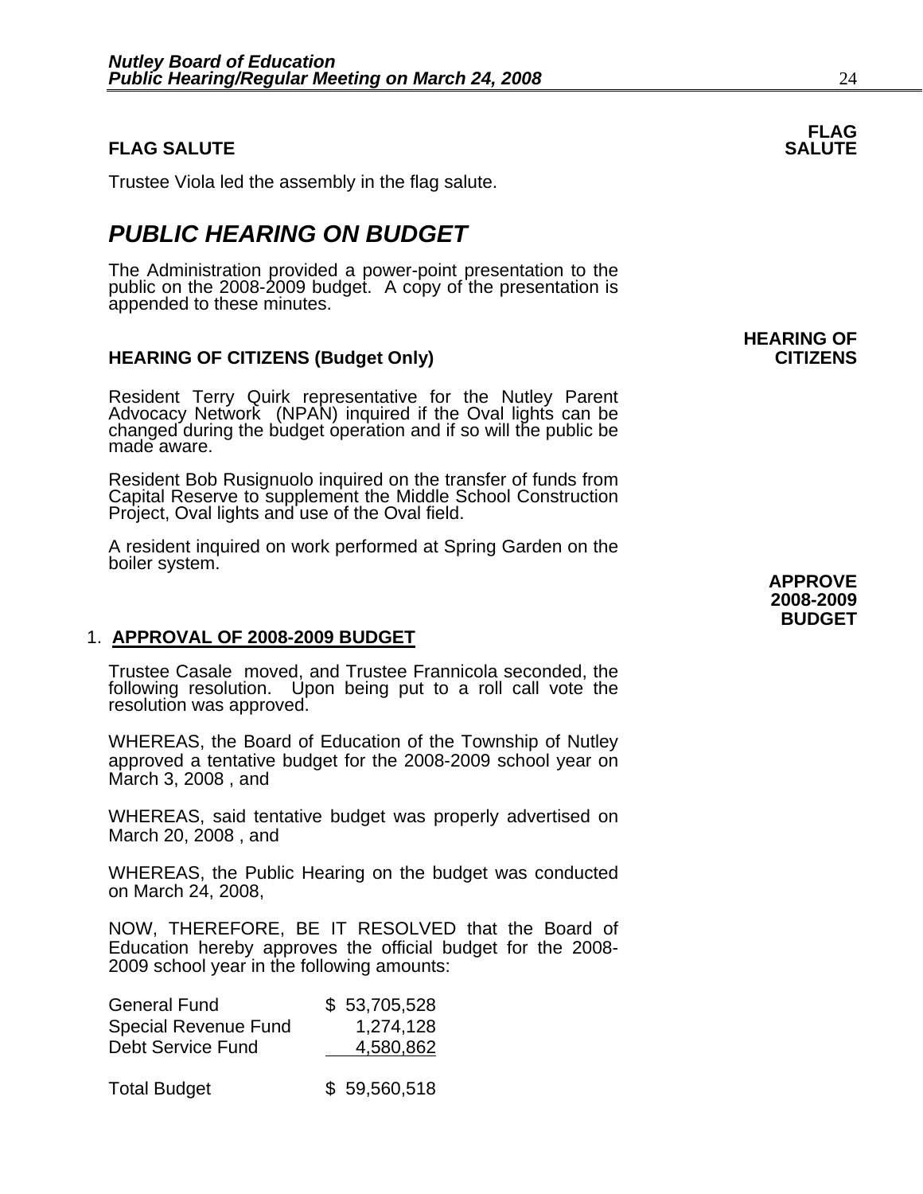## FLAG SALUTE

Trustee Viola led the assembly in the flag salute.

# *PUBLIC HEARING ON BUDGET*

The Administration provided a power-point presentation to the public on the 2008-2009 budget. A copy of the presentation is appended to these minutes.

## HEARING OF CITIZENS (Budget Only)

Resident Terry Quirk representative for the Nutley Parent Advocacy Network (NPAN) inquired if the Oval lights can be changed during the budget operation and if so will the public be made aware.

Resident Bob Rusignuolo inquired on the transfer of funds from Capital Reserve to supplement the Middle School Construction Project, Oval lights and use of the Oval field.

A resident inquired on work performed at Spring Garden on the boiler system.

## 1. APPROVAL OF 2008-2009 BUDGET

Trustee Casale moved, and Trustee Frannicola seconded, the following resolution. Upon being put to a roll call vote the resolution was approved.

WHEREAS, the Board of Education of the Township of Nutley approved a tentative budget for the 2008-2009 school year on March 3, 2008 , and

WHEREAS, said tentative budget was properly advertised on March 20, 2008 , and

WHEREAS, the Public Hearing on the budget was conducted on March 24, 2008,

NOW, THEREFORE, BE IT RESOLVED that the Board of Education hereby approves the official budget for the 2008-2009 school year in the following amounts:

| | |
|---|---|
| General Fund | $ 53,705,528 |
| Special Revenue Fund | 1,274,128 |
| Debt Service Fund | 4,580,862 |
| Total Budget | $ 59,560,518 |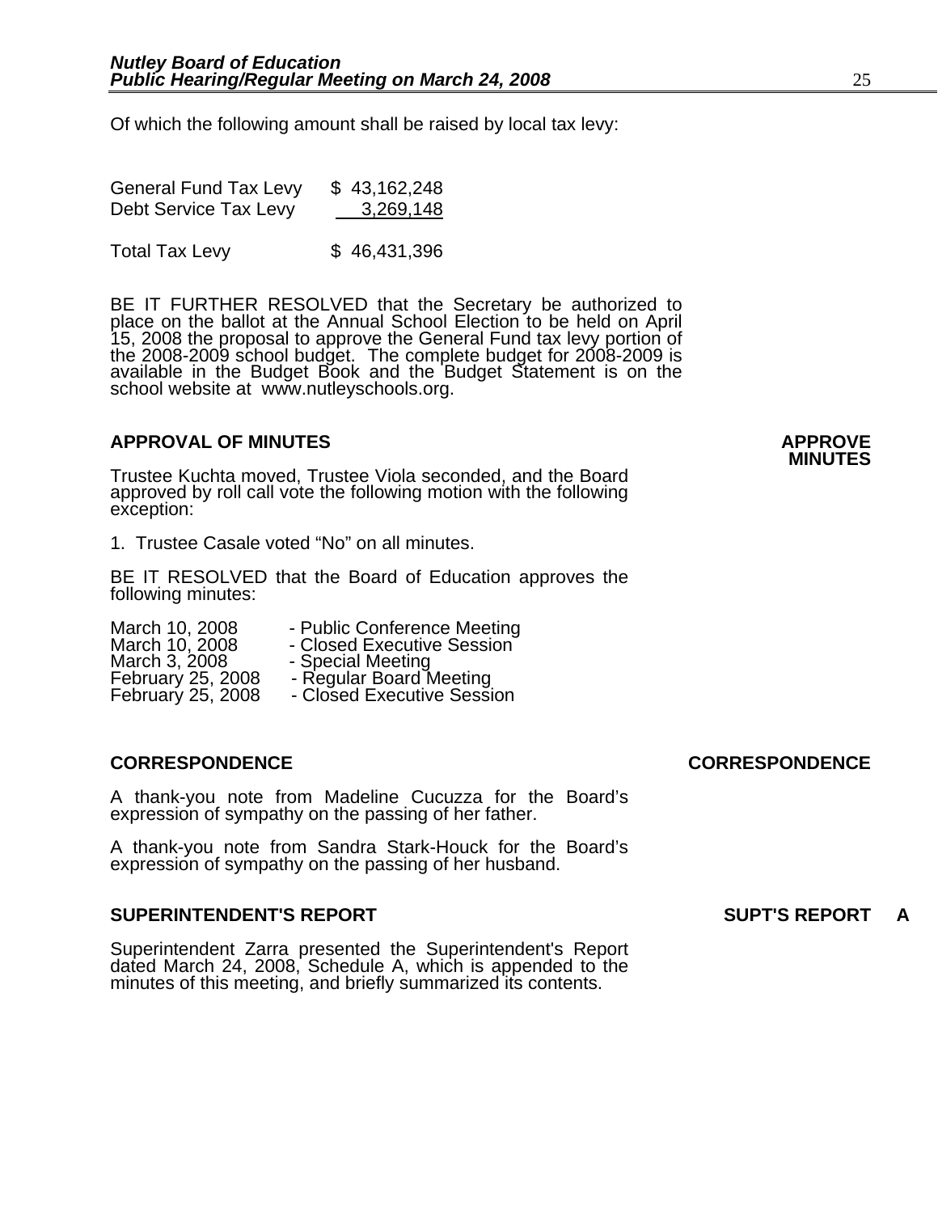Of which the following amount shall be raised by local tax levy:

| | |
|---|---|
| General Fund Tax Levy | $ 43,162,248 |
| Debt Service Tax Levy | 3,269,148 |
| Total Tax Levy | $ 46,431,396 |

BE IT FURTHER RESOLVED that the Secretary be authorized to place on the ballot at the Annual School Election to be held on April 15, 2008 the proposal to approve the General Fund tax levy portion of the 2008-2009 school budget. The complete budget for 2008-2009 is available in the Budget Book and the Budget Statement is on the school website at www.nutleyschools.org.

**APPROVAL OF MINUTES** **APPROVE MINUTES**

Trustee Kuchta moved, Trustee Viola seconded, and the Board approved by roll call vote the following motion with the following exception:

1. Trustee Casale voted "No" on all minutes.

BE IT RESOLVED that the Board of Education approves the following minutes:

| | |
|---|---|
| March 10, 2008 | - Public Conference Meeting |
| March 10, 2008 | - Closed Executive Session |
| March 3, 2008 | - Special Meeting |
| February 25, 2008 | - Regular Board Meeting |
| February 25, 2008 | - Closed Executive Session |

**CORRESPONDENCE** **CORRESPONDENCE**

A thank-you note from Madeline Cucuzza for the Board's expression of sympathy on the passing of her father.

A thank-you note from Sandra Stark-Houck for the Board's expression of sympathy on the passing of her husband.

**SUPERINTENDENT'S REPORT** **SUPT'S REPORT A**

Superintendent Zarra presented the Superintendent's Report dated March 24, 2008, Schedule A, which is appended to the minutes of this meeting, and briefly summarized its contents.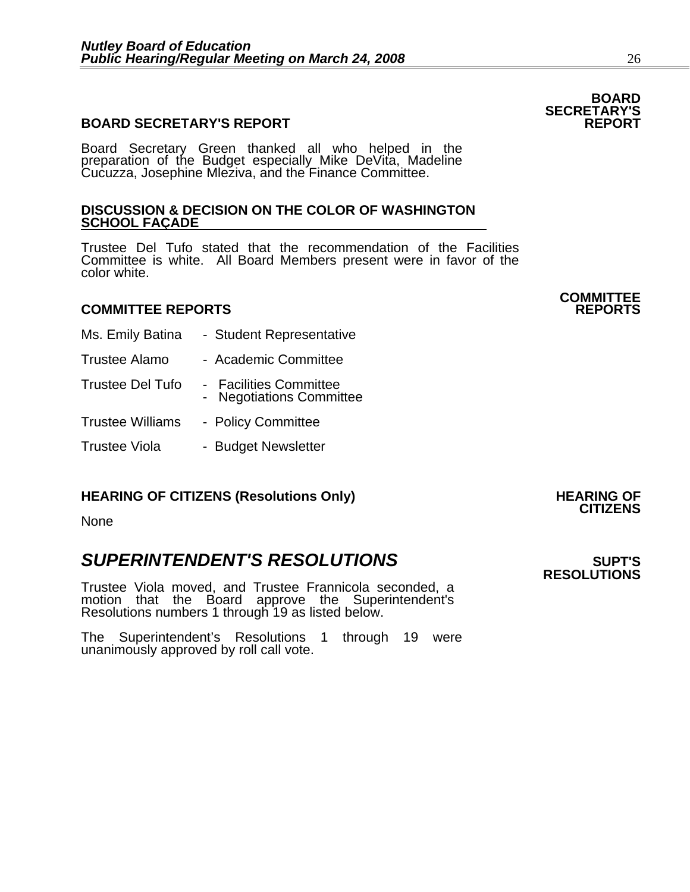**BOARD SECRETARY'S REPORT**

**BOARD SECRETARY'S REPORT**

Board Secretary Green thanked all who helped in the preparation of the Budget especially Mike DeVita, Madeline Cucuzza, Josephine Mleziva, and the Finance Committee.

**DISCUSSION & DECISION ON THE COLOR OF WASHINGTON SCHOOL FAÇADE**

Trustee Del Tufo stated that the recommendation of the Facilities Committee is white. All Board Members present were in favor of the color white.

**COMMITTEE REPORTS**

**COMMITTEE REPORTS**

- Ms. Emily Batina - Student Representative
- Trustee Alamo - Academic Committee
- Trustee Del Tufo - Facilities Committee
  - Negotiations Committee
- Trustee Williams - Policy Committee
- Trustee Viola - Budget Newsletter

**HEARING OF CITIZENS (Resolutions Only)**

**HEARING OF CITIZENS**

None

## *SUPERINTENDENT'S RESOLUTIONS*

**SUPT'S RESOLUTIONS**

Trustee Viola moved, and Trustee Frannicola seconded, a motion that the Board approve the Superintendent's Resolutions numbers 1 through 19 as listed below.

The Superintendent's Resolutions 1 through 19 were unanimously approved by roll call vote.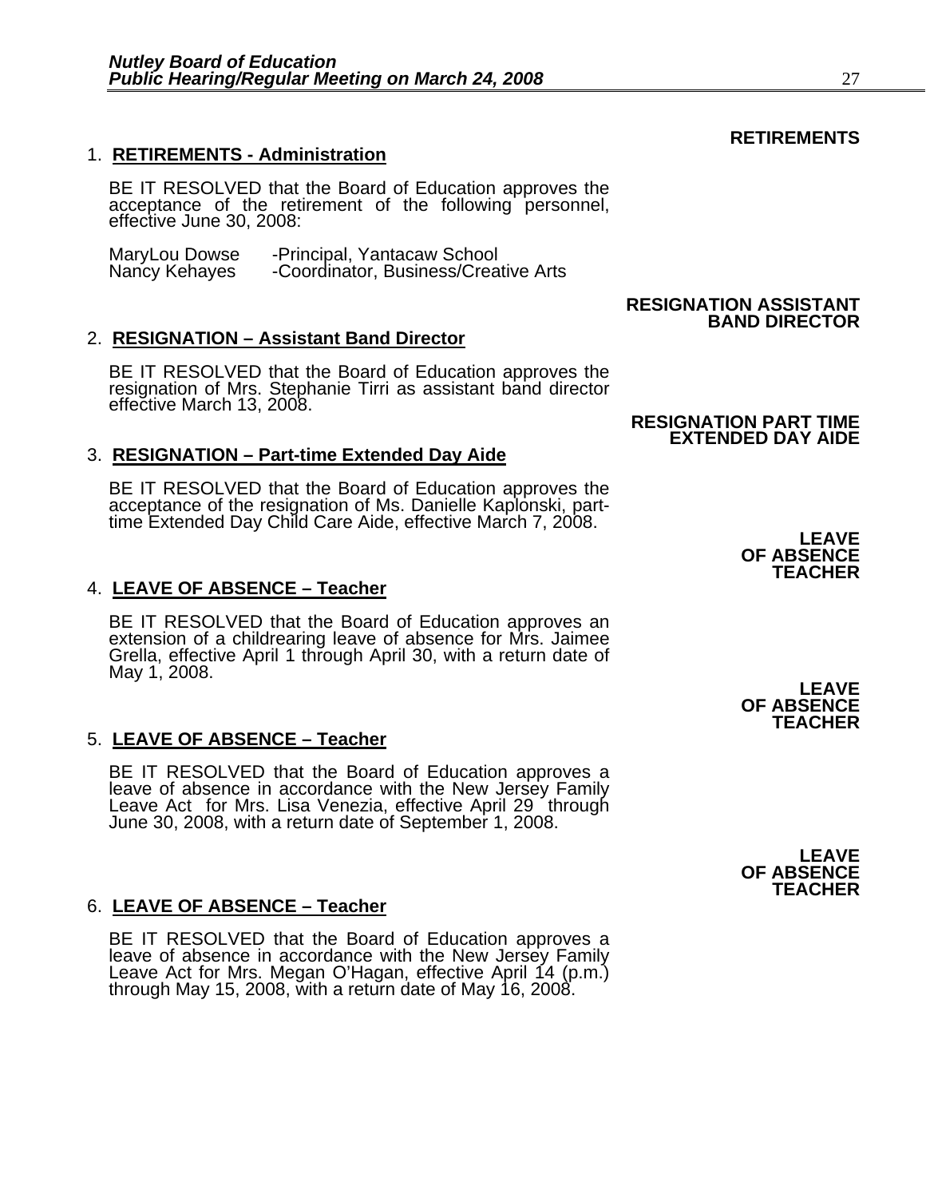**RETIREMENTS**

1. **RETIREMENTS - Administration**

BE IT RESOLVED that the Board of Education approves the acceptance of the retirement of the following personnel, effective June 30, 2008:

MaryLou Dowse -Principal, Yantacaw School
Nancy Kehayes -Coordinator, Business/Creative Arts

**RESIGNATION ASSISTANT BAND DIRECTOR**

2. **RESIGNATION – Assistant Band Director**

BE IT RESOLVED that the Board of Education approves the resignation of Mrs. Stephanie Tirri as assistant band director effective March 13, 2008.

**RESIGNATION PART TIME EXTENDED DAY AIDE**

3. **RESIGNATION – Part-time Extended Day Aide**

BE IT RESOLVED that the Board of Education approves the acceptance of the resignation of Ms. Danielle Kaplonski, part-time Extended Day Child Care Aide, effective March 7, 2008.

**LEAVE OF ABSENCE TEACHER**

4. **LEAVE OF ABSENCE – Teacher**

BE IT RESOLVED that the Board of Education approves an extension of a childrearing leave of absence for Mrs. Jaimee Grella, effective April 1 through April 30, with a return date of May 1, 2008.

**LEAVE OF ABSENCE TEACHER**

5. **LEAVE OF ABSENCE – Teacher**

BE IT RESOLVED that the Board of Education approves a leave of absence in accordance with the New Jersey Family Leave Act for Mrs. Lisa Venezia, effective April 29 through June 30, 2008, with a return date of September 1, 2008.

**LEAVE OF ABSENCE TEACHER**

6. **LEAVE OF ABSENCE – Teacher**

BE IT RESOLVED that the Board of Education approves a leave of absence in accordance with the New Jersey Family Leave Act for Mrs. Megan O'Hagan, effective April 14 (p.m.) through May 15, 2008, with a return date of May 16, 2008.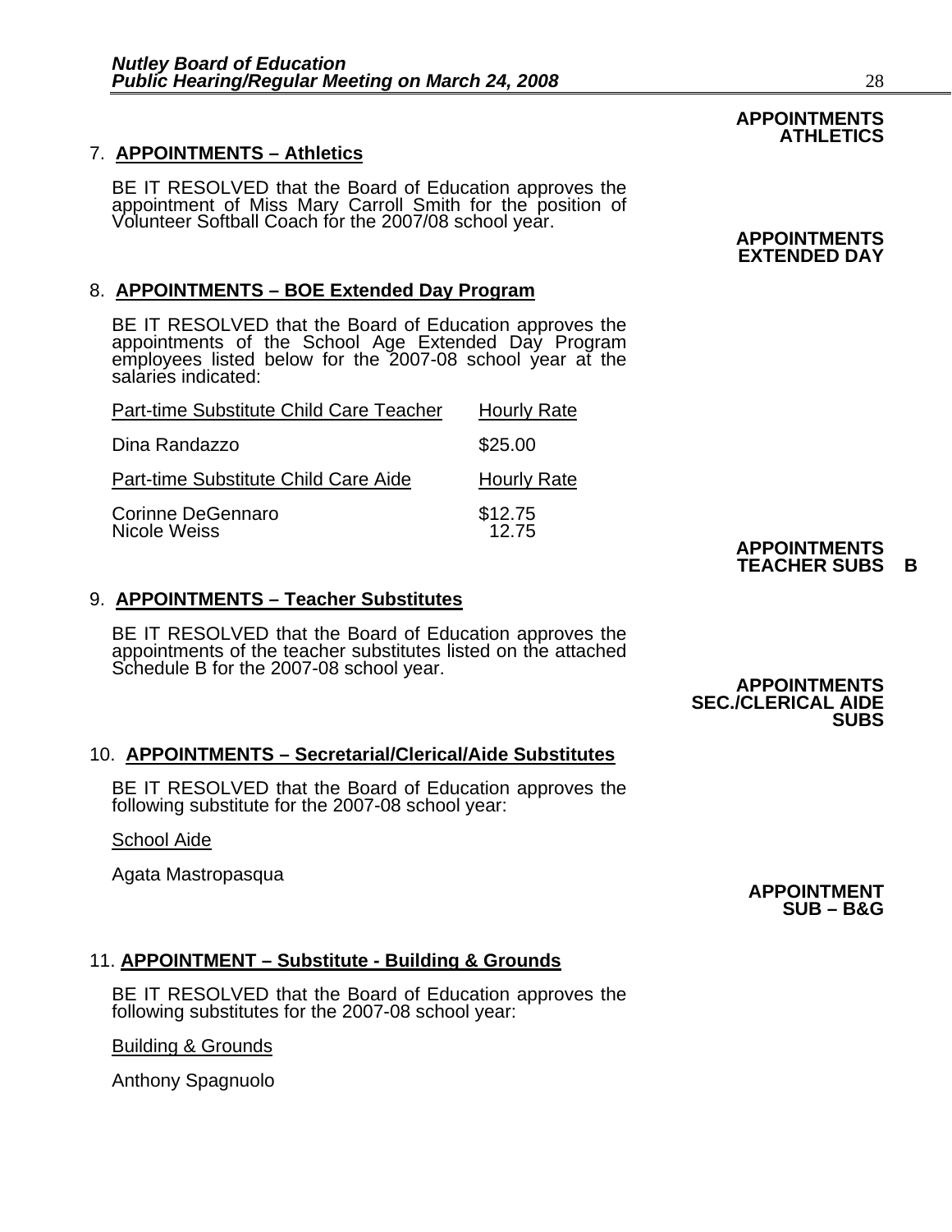**APPOINTMENTS ATHLETICS**

7. **APPOINTMENTS – Athletics**

BE IT RESOLVED that the Board of Education approves the appointment of Miss Mary Carroll Smith for the position of Volunteer Softball Coach for the 2007/08 school year.

**APPOINTMENTS EXTENDED DAY**

8. **APPOINTMENTS – BOE Extended Day Program**

BE IT RESOLVED that the Board of Education approves the appointments of the School Age Extended Day Program employees listed below for the 2007-08 school year at the salaries indicated:

| Part-time Substitute Child Care Teacher | Hourly Rate |
|---|---|
| Dina Randazzo | $25.00 |

| Part-time Substitute Child Care Aide | Hourly Rate |
|---|---|
| Corinne DeGennaro | $12.75 |
| Nicole Weiss | 12.75 |

**APPOINTMENTS TEACHER SUBS B**

9. **APPOINTMENTS – Teacher Substitutes**

BE IT RESOLVED that the Board of Education approves the appointments of the teacher substitutes listed on the attached Schedule B for the 2007-08 school year.

**APPOINTMENTS SEC./CLERICAL AIDE SUBS**

10. **APPOINTMENTS – Secretarial/Clerical/Aide Substitutes**

BE IT RESOLVED that the Board of Education approves the following substitute for the 2007-08 school year:

School Aide

Agata Mastropasqua

**APPOINTMENT SUB – B&G**

11. **APPOINTMENT – Substitute - Building & Grounds**

BE IT RESOLVED that the Board of Education approves the following substitutes for the 2007-08 school year:

Building & Grounds

Anthony Spagnuolo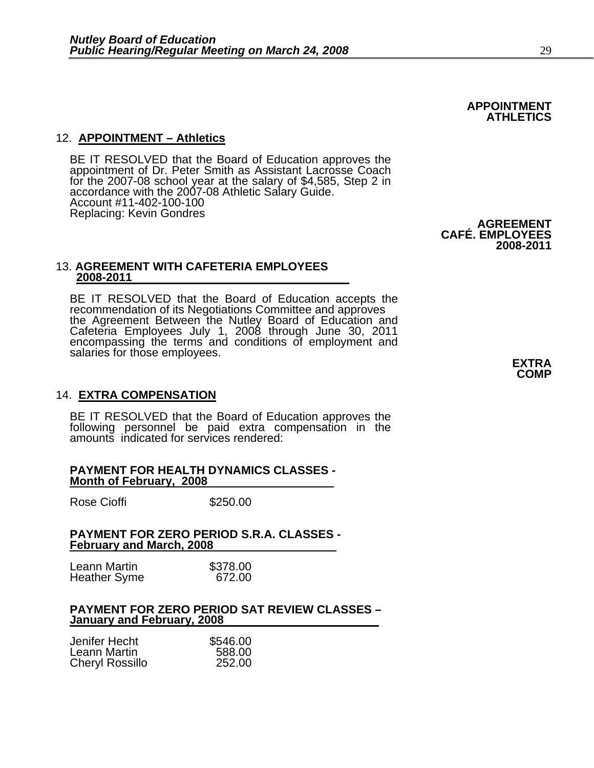**APPOINTMENT ATHLETICS**

12. **APPOINTMENT – Athletics**

BE IT RESOLVED that the Board of Education approves the appointment of Dr. Peter Smith as Assistant Lacrosse Coach for the 2007-08 school year at the salary of $4,585, Step 2 in accordance with the 2007-08 Athletic Salary Guide.
Account #11-402-100-100
Replacing: Kevin Gondres

**AGREEMENT CAFÉ. EMPLOYEES 2008-2011**

13. **AGREEMENT WITH CAFETERIA EMPLOYEES 2008-2011**

BE IT RESOLVED that the Board of Education accepts the recommendation of its Negotiations Committee and approves the Agreement Between the Nutley Board of Education and Cafeteria Employees July 1, 2008 through June 30, 2011 encompassing the terms and conditions of employment and salaries for those employees.

**EXTRA COMP**

14. **EXTRA COMPENSATION**

BE IT RESOLVED that the Board of Education approves the following personnel be paid extra compensation in the amounts indicated for services rendered:

**PAYMENT FOR HEALTH DYNAMICS CLASSES - Month of February, 2008**

| | |
|---|---|
| Rose Cioffi | $250.00 |

**PAYMENT FOR ZERO PERIOD S.R.A. CLASSES - February and March, 2008**

| | |
|---|---|
| Leann Martin | $378.00 |
| Heather Syme | 672.00 |

**PAYMENT FOR ZERO PERIOD SAT REVIEW CLASSES – January and February, 2008**

| | |
|---|---|
| Jenifer Hecht | $546.00 |
| Leann Martin | 588.00 |
| Cheryl Rossillo | 252.00 |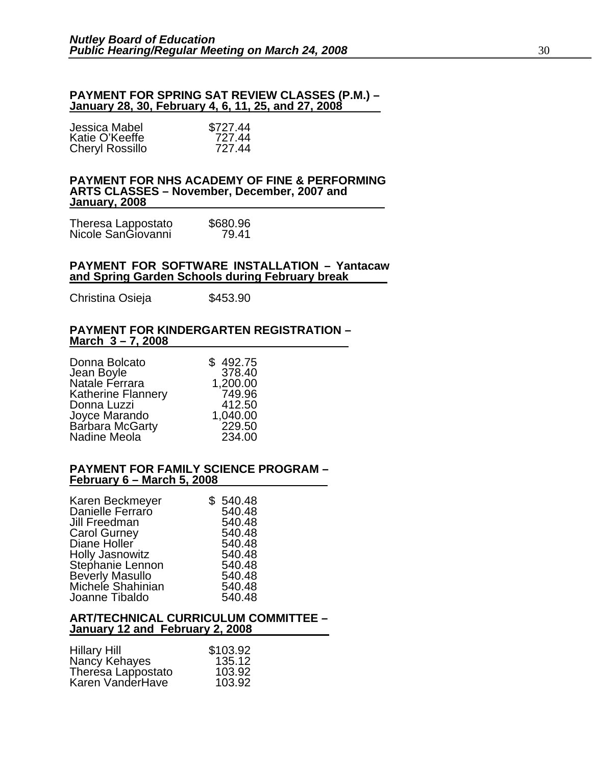**PAYMENT FOR SPRING SAT REVIEW CLASSES (P.M.) – January 28, 30, February 4, 6, 11, 25, and 27, 2008**

| | |
|---|---|
| Jessica Mabel | $727.44 |
| Katie O'Keeffe | 727.44 |
| Cheryl Rossillo | 727.44 |

**PAYMENT FOR NHS ACADEMY OF FINE & PERFORMING ARTS CLASSES – November, December, 2007 and January, 2008**

| | |
|---|---|
| Theresa Lappostato | $680.96 |
| Nicole SanGiovanni | 79.41 |

**PAYMENT FOR SOFTWARE INSTALLATION – Yantacaw and Spring Garden Schools during February break**

| | |
|---|---|
| Christina Osieja | $453.90 |

**PAYMENT FOR KINDERGARTEN REGISTRATION – March 3 – 7, 2008**

| | |
|---|---|
| Donna Bolcato | $ 492.75 |
| Jean Boyle | 378.40 |
| Natale Ferrara | 1,200.00 |
| Katherine Flannery | 749.96 |
| Donna Luzzi | 412.50 |
| Joyce Marando | 1,040.00 |
| Barbara McGarty | 229.50 |
| Nadine Meola | 234.00 |

**PAYMENT FOR FAMILY SCIENCE PROGRAM – February 6 – March 5, 2008**

| | |
|---|---|
| Karen Beckmeyer | $ 540.48 |
| Danielle Ferraro | 540.48 |
| Jill Freedman | 540.48 |
| Carol Gurney | 540.48 |
| Diane Holler | 540.48 |
| Holly Jasnowitz | 540.48 |
| Stephanie Lennon | 540.48 |
| Beverly Masullo | 540.48 |
| Michele Shahinian | 540.48 |
| Joanne Tibaldo | 540.48 |

**ART/TECHNICAL CURRICULUM COMMITTEE – January 12 and February 2, 2008**

| | |
|---|---|
| Hillary Hill | $103.92 |
| Nancy Kehayes | 135.12 |
| Theresa Lappostato | 103.92 |
| Karen VanderHave | 103.92 |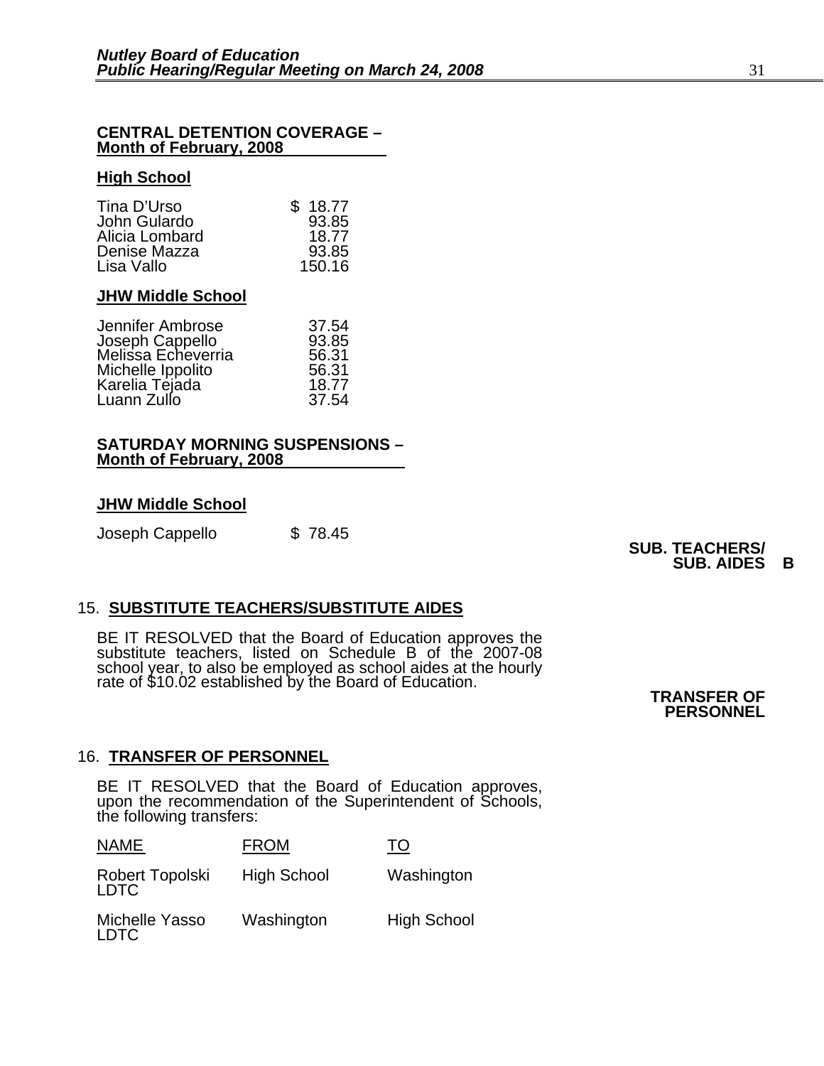**CENTRAL DETENTION COVERAGE – Month of February, 2008**

**High School**

| | |
|---|---|
| Tina D'Urso | $ 18.77 |
| John Gulardo | 93.85 |
| Alicia Lombard | 18.77 |
| Denise Mazza | 93.85 |
| Lisa Vallo | 150.16 |

**JHW Middle School**

| | |
|---|---|
| Jennifer Ambrose | 37.54 |
| Joseph Cappello | 93.85 |
| Melissa Echeverria | 56.31 |
| Michelle Ippolito | 56.31 |
| Karelia Tejada | 18.77 |
| Luann Zullo | 37.54 |

**SATURDAY MORNING SUSPENSIONS – Month of February, 2008**

**JHW Middle School**

| | |
|---|---|
| Joseph Cappello | $ 78.45 |

**SUB. TEACHERS/ SUB. AIDES B**

15. **SUBSTITUTE TEACHERS/SUBSTITUTE AIDES**

BE IT RESOLVED that the Board of Education approves the substitute teachers, listed on Schedule B of the 2007-08 school year, to also be employed as school aides at the hourly rate of $10.02 established by the Board of Education.

**TRANSFER OF PERSONNEL**

16. **TRANSFER OF PERSONNEL**

BE IT RESOLVED that the Board of Education approves, upon the recommendation of the Superintendent of Schools, the following transfers:

| NAME | FROM | TO |
|---|---|---|
| Robert Topolski LDTC | High School | Washington |
| Michelle Yasso LDTC | Washington | High School |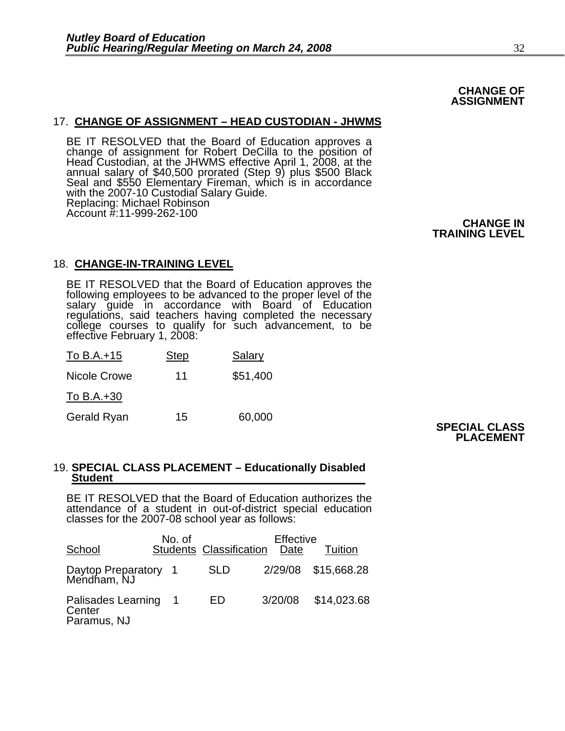**CHANGE OF ASSIGNMENT**

17. **CHANGE OF ASSIGNMENT – HEAD CUSTODIAN - JHWMS**

BE IT RESOLVED that the Board of Education approves a change of assignment for Robert DeCilla to the position of Head Custodian, at the JHWMS effective April 1, 2008, at the annual salary of $40,500 prorated (Step 9) plus $500 Black Seal and $550 Elementary Fireman, which is in accordance with the 2007-10 Custodial Salary Guide.
Replacing: Michael Robinson
Account #:11-999-262-100

**CHANGE IN TRAINING LEVEL**

18. **CHANGE-IN-TRAINING LEVEL**

BE IT RESOLVED that the Board of Education approves the following employees to be advanced to the proper level of the salary guide in accordance with Board of Education regulations, said teachers having completed the necessary college courses to qualify for such advancement, to be effective February 1, 2008:

| To B.A.+15 | Step | Salary |
|---|---|---|
| Nicole Crowe | 11 | $51,400 |
| To B.A.+30 | | |
| Gerald Ryan | 15 | 60,000 |

**SPECIAL CLASS PLACEMENT**

19. **SPECIAL CLASS PLACEMENT – Educationally Disabled Student**

BE IT RESOLVED that the Board of Education authorizes the attendance of a student in out-of-district special education classes for the 2007-08 school year as follows:

| School | No. of Students | Classification | Effective Date | Tuition |
|---|---|---|---|---|
| Daytop Preparatory Mendham, NJ | 1 | SLD | 2/29/08 | $15,668.28 |
| Palisades Learning Center Paramus, NJ | 1 | ED | 3/20/08 | $14,023.68 |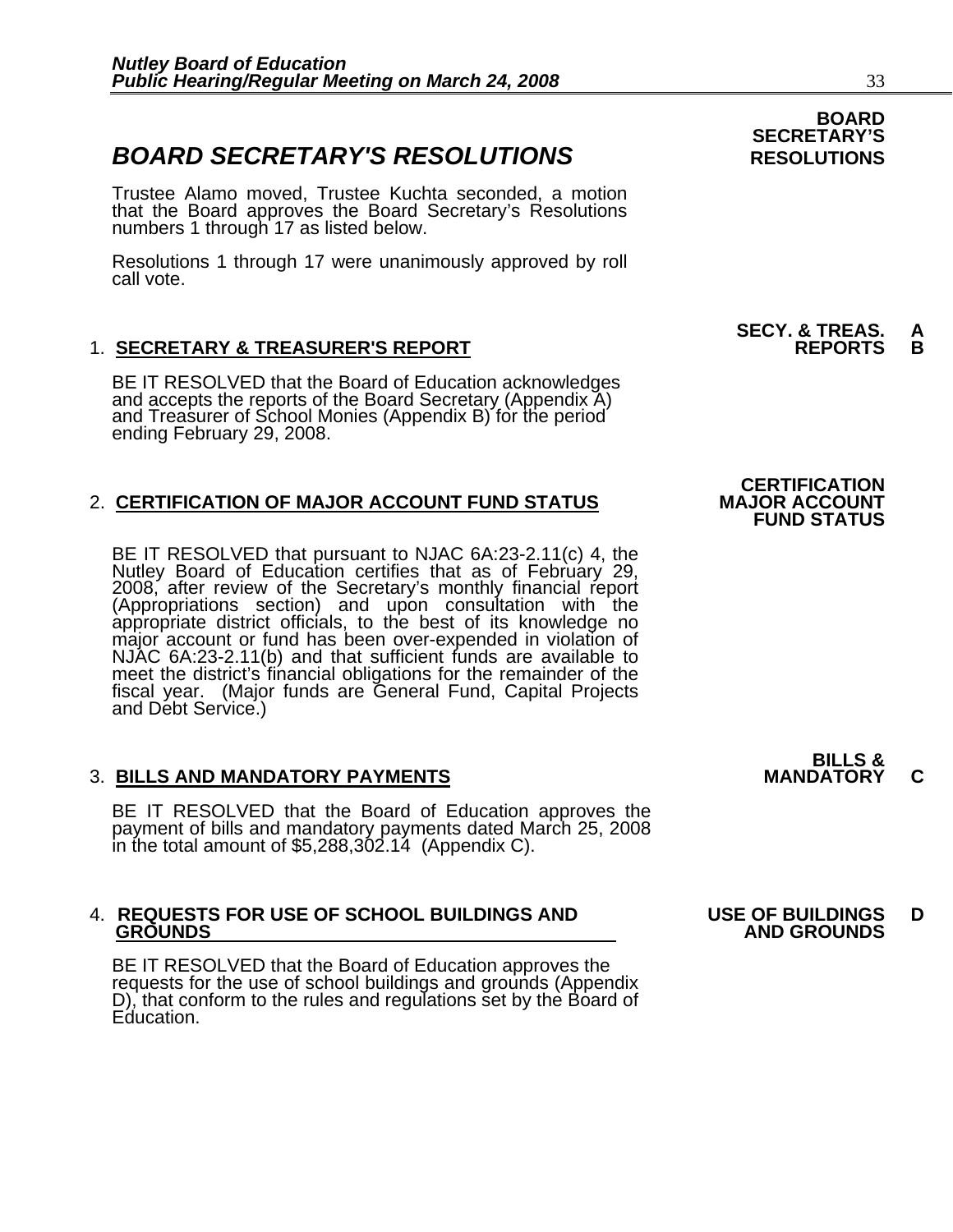## BOARD SECRETARY'S RESOLUTIONS

**BOARD SECRETARY'S RESOLUTIONS**

Trustee Alamo moved, Trustee Kuchta seconded, a motion that the Board approves the Board Secretary's Resolutions numbers 1 through 17 as listed below.

Resolutions 1 through 17 were unanimously approved by roll call vote.

1. **SECRETARY & TREASURER'S REPORT**

   **SECY. & TREAS. REPORTS A B**

   BE IT RESOLVED that the Board of Education acknowledges and accepts the reports of the Board Secretary (Appendix A) and Treasurer of School Monies (Appendix B) for the period ending February 29, 2008.

2. **CERTIFICATION OF MAJOR ACCOUNT FUND STATUS**

   **CERTIFICATION MAJOR ACCOUNT FUND STATUS**

   BE IT RESOLVED that pursuant to NJAC 6A:23-2.11(c) 4, the Nutley Board of Education certifies that as of February 29, 2008, after review of the Secretary's monthly financial report (Appropriations section) and upon consultation with the appropriate district officials, to the best of its knowledge no major account or fund has been over-expended in violation of NJAC 6A:23-2.11(b) and that sufficient funds are available to meet the district's financial obligations for the remainder of the fiscal year. (Major funds are General Fund, Capital Projects and Debt Service.)

3. **BILLS AND MANDATORY PAYMENTS**

   **BILLS & MANDATORY C**

   BE IT RESOLVED that the Board of Education approves the payment of bills and mandatory payments dated March 25, 2008 in the total amount of $5,288,302.14 (Appendix C).

4. **REQUESTS FOR USE OF SCHOOL BUILDINGS AND GROUNDS**

   **USE OF BUILDINGS AND GROUNDS D**

   BE IT RESOLVED that the Board of Education approves the requests for the use of school buildings and grounds (Appendix D), that conform to the rules and regulations set by the Board of Education.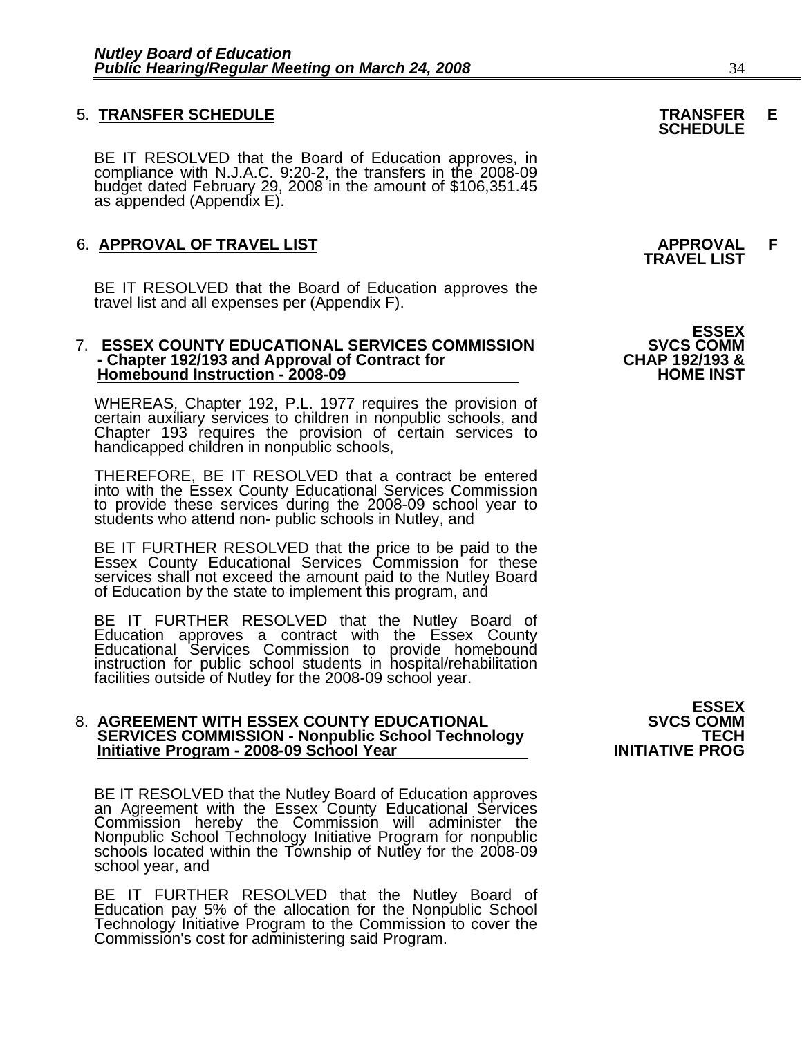5. **TRANSFER SCHEDULE** **TRANSFER SCHEDULE** **E**

BE IT RESOLVED that the Board of Education approves, in compliance with N.J.A.C. 9:20-2, the transfers in the 2008-09 budget dated February 29, 2008 in the amount of $106,351.45 as appended (Appendix E).

6. **APPROVAL OF TRAVEL LIST** **APPROVAL TRAVEL LIST** **F**

BE IT RESOLVED that the Board of Education approves the travel list and all expenses per (Appendix F).

7. **ESSEX COUNTY EDUCATIONAL SERVICES COMMISSION - Chapter 192/193 and Approval of Contract for Homebound Instruction - 2008-09** **ESSEX SVCS COMM CHAP 192/193 & HOME INST**

WHEREAS, Chapter 192, P.L. 1977 requires the provision of certain auxiliary services to children in nonpublic schools, and Chapter 193 requires the provision of certain services to handicapped children in nonpublic schools,

THEREFORE, BE IT RESOLVED that a contract be entered into with the Essex County Educational Services Commission to provide these services during the 2008-09 school year to students who attend non- public schools in Nutley, and

BE IT FURTHER RESOLVED that the price to be paid to the Essex County Educational Services Commission for these services shall not exceed the amount paid to the Nutley Board of Education by the state to implement this program, and

BE IT FURTHER RESOLVED that the Nutley Board of Education approves a contract with the Essex County Educational Services Commission to provide homebound instruction for public school students in hospital/rehabilitation facilities outside of Nutley for the 2008-09 school year.

8. **AGREEMENT WITH ESSEX COUNTY EDUCATIONAL SERVICES COMMISSION - Nonpublic School Technology Initiative Program - 2008-09 School Year** **ESSEX SVCS COMM TECH INITIATIVE PROG**

BE IT RESOLVED that the Nutley Board of Education approves an Agreement with the Essex County Educational Services Commission hereby the Commission will administer the Nonpublic School Technology Initiative Program for nonpublic schools located within the Township of Nutley for the 2008-09 school year, and

BE IT FURTHER RESOLVED that the Nutley Board of Education pay 5% of the allocation for the Nonpublic School Technology Initiative Program to the Commission to cover the Commission's cost for administering said Program.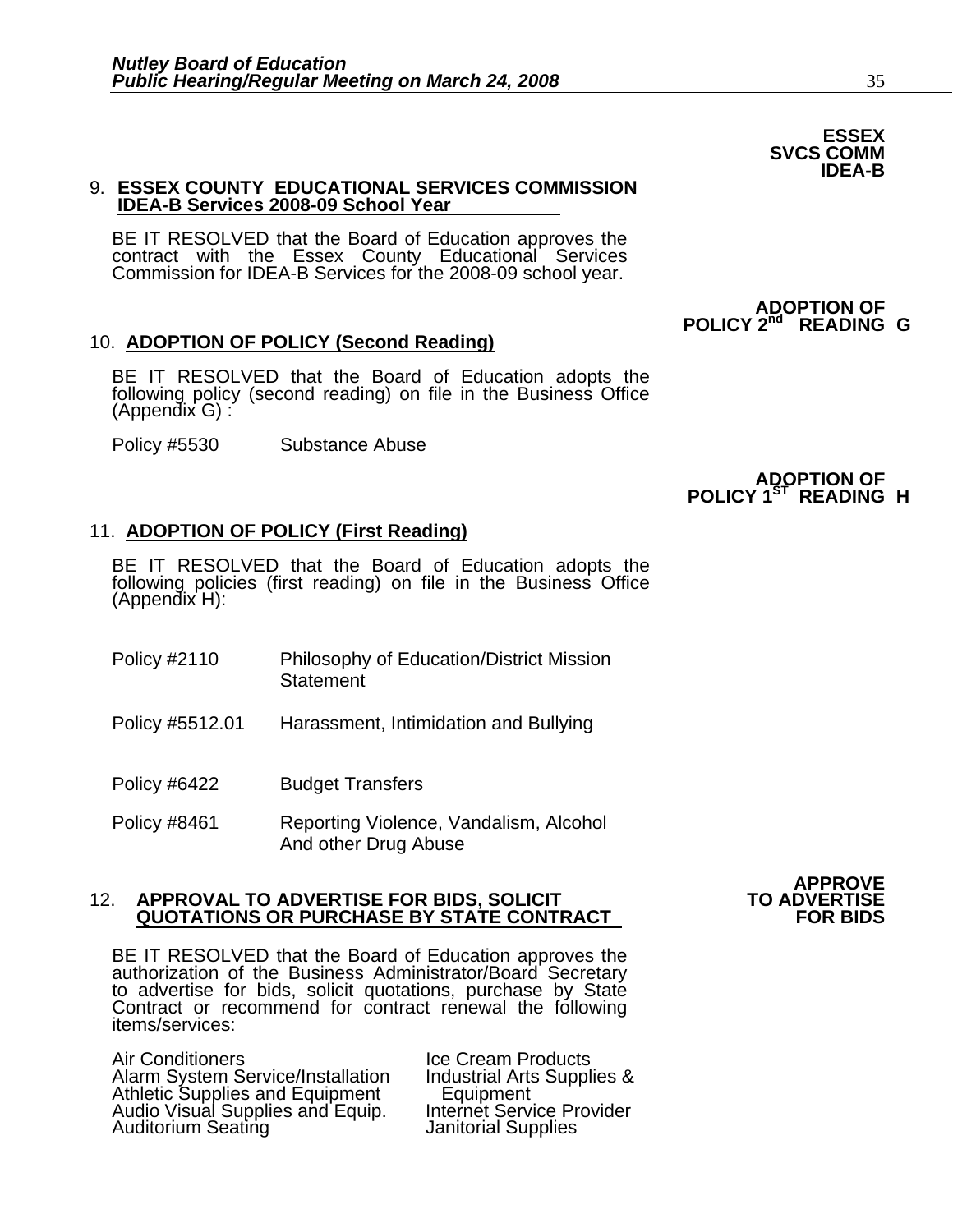**ESSEX SVCS COMM IDEA-B**

9. **ESSEX COUNTY EDUCATIONAL SERVICES COMMISSION IDEA-B Services 2008-09 School Year**

BE IT RESOLVED that the Board of Education approves the contract with the Essex County Educational Services Commission for IDEA-B Services for the 2008-09 school year.

**ADOPTION OF POLICY 2nd READING G**

10. **ADOPTION OF POLICY (Second Reading)**

BE IT RESOLVED that the Board of Education adopts the following policy (second reading) on file in the Business Office (Appendix G) :

| | |
|---|---|
| Policy #5530 | Substance Abuse |

**ADOPTION OF POLICY 1ST READING H**

11. **ADOPTION OF POLICY (First Reading)**

BE IT RESOLVED that the Board of Education adopts the following policies (first reading) on file in the Business Office (Appendix H):

| | |
|---|---|
| Policy #2110 | Philosophy of Education/District Mission Statement |
| Policy #5512.01 | Harassment, Intimidation and Bullying |
| Policy #6422 | Budget Transfers |
| Policy #8461 | Reporting Violence, Vandalism, Alcohol And other Drug Abuse |

**APPROVE TO ADVERTISE FOR BIDS**

12. **APPROVAL TO ADVERTISE FOR BIDS, SOLICIT QUOTATIONS OR PURCHASE BY STATE CONTRACT**

BE IT RESOLVED that the Board of Education approves the authorization of the Business Administrator/Board Secretary to advertise for bids, solicit quotations, purchase by State Contract or recommend for contract renewal the following items/services:

Air Conditioners
Alarm System Service/Installation
Athletic Supplies and Equipment
Audio Visual Supplies and Equip.
Auditorium Seating
Ice Cream Products
Industrial Arts Supplies & Equipment
Internet Service Provider
Janitorial Supplies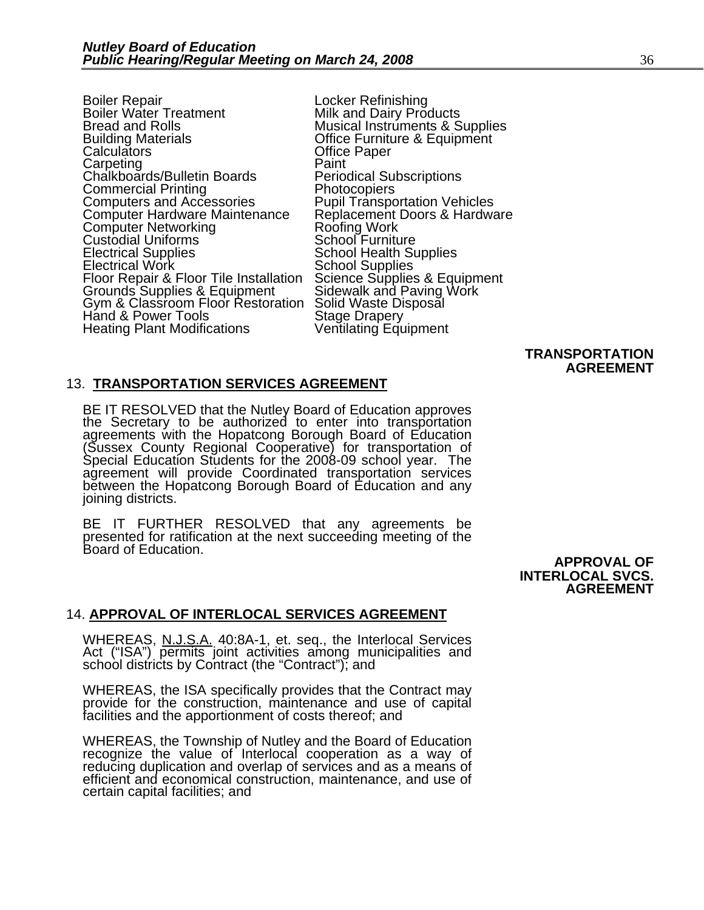Boiler Repair
Boiler Water Treatment
Bread and Rolls
Building Materials
Calculators
Carpeting
Chalkboards/Bulletin Boards
Commercial Printing
Computers and Accessories
Computer Hardware Maintenance
Computer Networking
Custodial Uniforms
Electrical Supplies
Electrical Work
Floor Repair & Floor Tile Installation
Grounds Supplies & Equipment
Gym & Classroom Floor Restoration
Hand & Power Tools
Heating Plant Modifications
Locker Refinishing
Milk and Dairy Products
Musical Instruments & Supplies
Office Furniture & Equipment
Office Paper
Paint
Periodical Subscriptions
Photocopiers
Pupil Transportation Vehicles
Replacement Doors & Hardware
Roofing Work
School Furniture
School Health Supplies
School Supplies
Science Supplies & Equipment
Sidewalk and Paving Work
Solid Waste Disposal
Stage Drapery
Ventilating Equipment

**TRANSPORTATION AGREEMENT**

13. **TRANSPORTATION SERVICES AGREEMENT**

BE IT RESOLVED that the Nutley Board of Education approves the Secretary to be authorized to enter into transportation agreements with the Hopatcong Borough Board of Education (Sussex County Regional Cooperative) for transportation of Special Education Students for the 2008-09 school year. The agreement will provide Coordinated transportation services between the Hopatcong Borough Board of Education and any joining districts.

BE IT FURTHER RESOLVED that any agreements be presented for ratification at the next succeeding meeting of the Board of Education.

**APPROVAL OF INTERLOCAL SVCS. AGREEMENT**

14. **APPROVAL OF INTERLOCAL SERVICES AGREEMENT**

WHEREAS, N.J.S.A. 40:8A-1, et. seq., the Interlocal Services Act ("ISA") permits joint activities among municipalities and school districts by Contract (the "Contract"); and

WHEREAS, the ISA specifically provides that the Contract may provide for the construction, maintenance and use of capital facilities and the apportionment of costs thereof; and

WHEREAS, the Township of Nutley and the Board of Education recognize the value of Interlocal cooperation as a way of reducing duplication and overlap of services and as a means of efficient and economical construction, maintenance, and use of certain capital facilities; and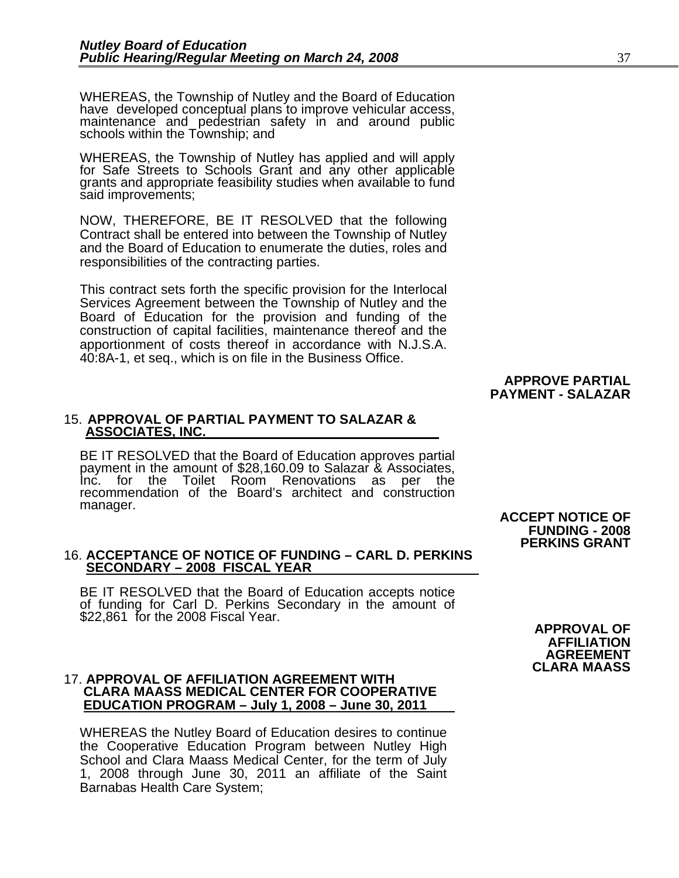WHEREAS, the Township of Nutley and the Board of Education have developed conceptual plans to improve vehicular access, maintenance and pedestrian safety in and around public schools within the Township; and

WHEREAS, the Township of Nutley has applied and will apply for Safe Streets to Schools Grant and any other applicable grants and appropriate feasibility studies when available to fund said improvements;

NOW, THEREFORE, BE IT RESOLVED that the following Contract shall be entered into between the Township of Nutley and the Board of Education to enumerate the duties, roles and responsibilities of the contracting parties.

This contract sets forth the specific provision for the Interlocal Services Agreement between the Township of Nutley and the Board of Education for the provision and funding of the construction of capital facilities, maintenance thereof and the apportionment of costs thereof in accordance with N.J.S.A. 40:8A-1, et seq., which is on file in the Business Office.

**APPROVE PARTIAL PAYMENT - SALAZAR**

15. **APPROVAL OF PARTIAL PAYMENT TO SALAZAR & ASSOCIATES, INC.**

BE IT RESOLVED that the Board of Education approves partial payment in the amount of $28,160.09 to Salazar & Associates, Inc. for the Toilet Room Renovations as per the recommendation of the Board's architect and construction manager.

**ACCEPT NOTICE OF FUNDING - 2008 PERKINS GRANT**

16. **ACCEPTANCE OF NOTICE OF FUNDING – CARL D. PERKINS SECONDARY – 2008 FISCAL YEAR**

BE IT RESOLVED that the Board of Education accepts notice of funding for Carl D. Perkins Secondary in the amount of $22,861 for the 2008 Fiscal Year.

**APPROVAL OF AFFILIATION AGREEMENT CLARA MAASS**

17. **APPROVAL OF AFFILIATION AGREEMENT WITH CLARA MAASS MEDICAL CENTER FOR COOPERATIVE EDUCATION PROGRAM – July 1, 2008 – June 30, 2011**

WHEREAS the Nutley Board of Education desires to continue the Cooperative Education Program between Nutley High School and Clara Maass Medical Center, for the term of July 1, 2008 through June 30, 2011 an affiliate of the Saint Barnabas Health Care System;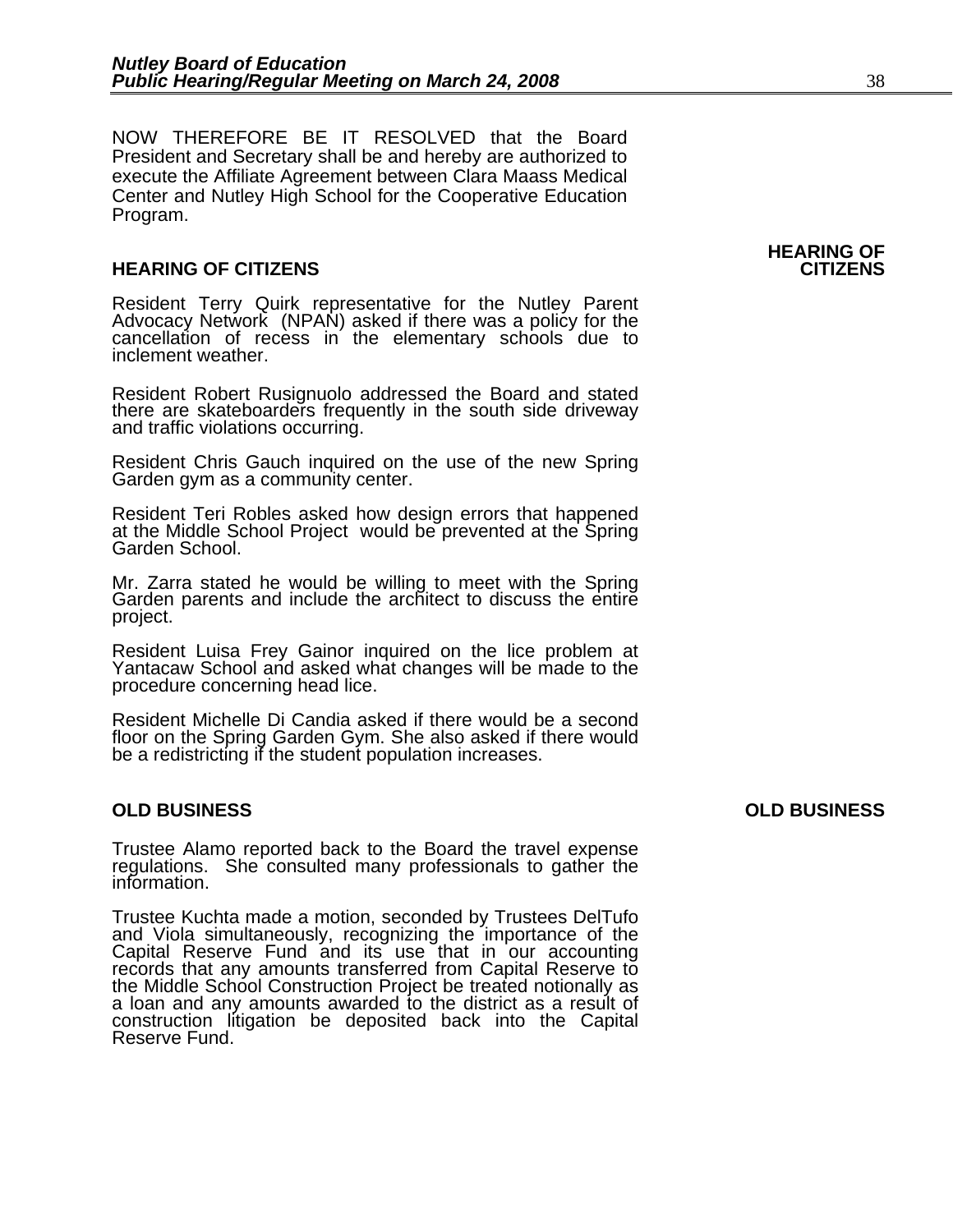NOW THEREFORE BE IT RESOLVED that the Board President and Secretary shall be and hereby are authorized to execute the Affiliate Agreement between Clara Maass Medical Center and Nutley High School for the Cooperative Education Program.

## HEARING OF CITIZENS

Resident Terry Quirk representative for the Nutley Parent Advocacy Network (NPAN) asked if there was a policy for the cancellation of recess in the elementary schools due to inclement weather.

Resident Robert Rusignuolo addressed the Board and stated there are skateboarders frequently in the south side driveway and traffic violations occurring.

Resident Chris Gauch inquired on the use of the new Spring Garden gym as a community center.

Resident Teri Robles asked how design errors that happened at the Middle School Project would be prevented at the Spring Garden School.

Mr. Zarra stated he would be willing to meet with the Spring Garden parents and include the architect to discuss the entire project.

Resident Luisa Frey Gainor inquired on the lice problem at Yantacaw School and asked what changes will be made to the procedure concerning head lice.

Resident Michelle Di Candia asked if there would be a second floor on the Spring Garden Gym. She also asked if there would be a redistricting if the student population increases.

## OLD BUSINESS

Trustee Alamo reported back to the Board the travel expense regulations. She consulted many professionals to gather the information.

Trustee Kuchta made a motion, seconded by Trustees DelTufo and Viola simultaneously, recognizing the importance of the Capital Reserve Fund and its use that in our accounting records that any amounts transferred from Capital Reserve to the Middle School Construction Project be treated notionally as a loan and any amounts awarded to the district as a result of construction litigation be deposited back into the Capital Reserve Fund.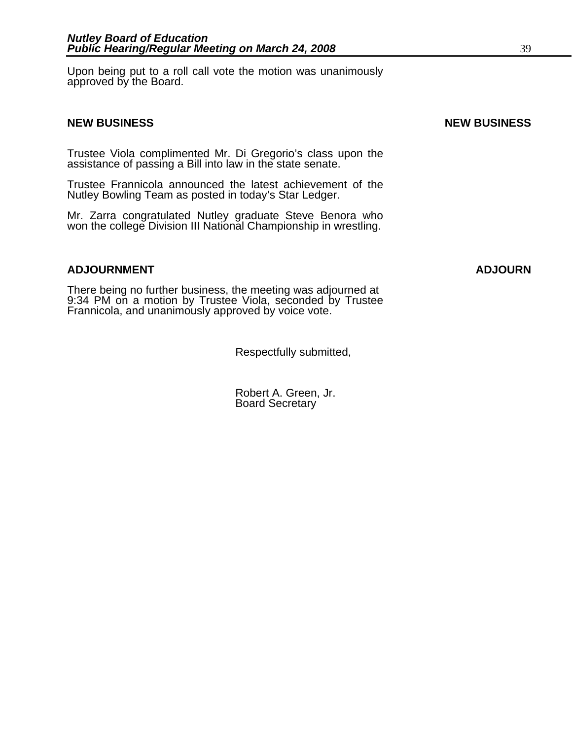Upon being put to a roll call vote the motion was unanimously approved by the Board.

**NEW BUSINESS** **NEW BUSINESS**

Trustee Viola complimented Mr. Di Gregorio's class upon the assistance of passing a Bill into law in the state senate.

Trustee Frannicola announced the latest achievement of the Nutley Bowling Team as posted in today's Star Ledger.

Mr. Zarra congratulated Nutley graduate Steve Benora who won the college Division III National Championship in wrestling.

**ADJOURNMENT** **ADJOURN**

There being no further business, the meeting was adjourned at 9:34 PM on a motion by Trustee Viola, seconded by Trustee Frannicola, and unanimously approved by voice vote.

Respectfully submitted,

Robert A. Green, Jr.
Board Secretary